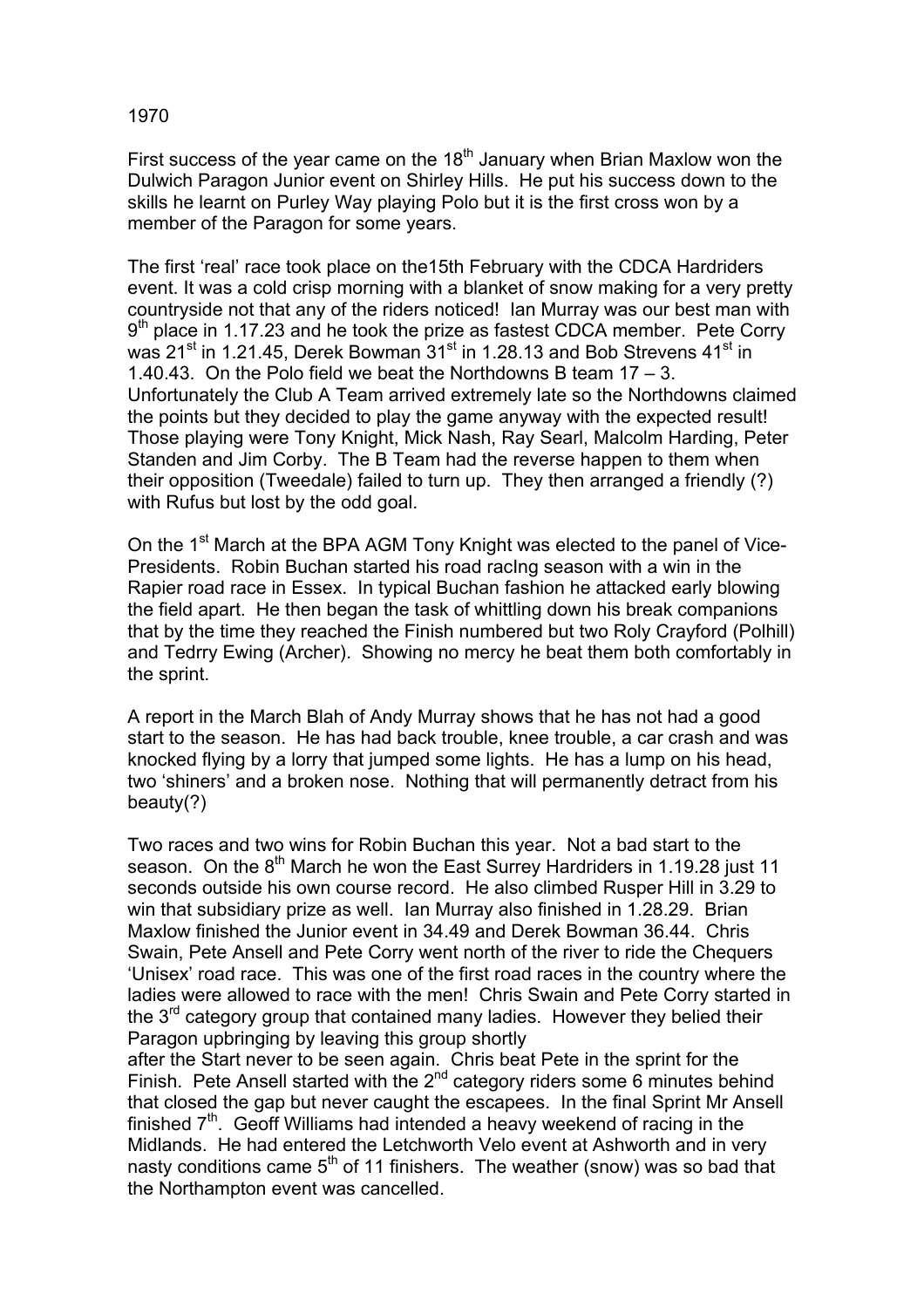1970

First success of the year came on the 18th January when Brian Maxlow won the Dulwich Paragon Junior event on Shirley Hills. He put his success down to the skills he learnt on Purley Way playing Polo but it is the first cross won by a member of the Paragon for some years.

The first 'real' race took place on the15th February with the CDCA Hardriders event. It was a cold crisp morning with a blanket of snow making for a very pretty countryside not that any of the riders noticed! Ian Murray was our best man with 9th place in 1.17.23 and he took the prize as fastest CDCA member. Pete Corry was 21st in 1.21.45, Derek Bowman 31st in 1.28.13 and Bob Strevens 41st in 1.40.43. On the Polo field we beat the Northdowns B team 17 – 3. Unfortunately the Club A Team arrived extremely late so the Northdowns claimed the points but they decided to play the game anyway with the expected result! Those playing were Tony Knight, Mick Nash, Ray Searl, Malcolm Harding, Peter Standen and Jim Corby. The B Team had the reverse happen to them when their opposition (Tweedale) failed to turn up. They then arranged a friendly (?) with Rufus but lost by the odd goal.

On the 1st March at the BPA AGM Tony Knight was elected to the panel of Vice-Presidents. Robin Buchan started his road racIng season with a win in the Rapier road race in Essex. In typical Buchan fashion he attacked early blowing the field apart. He then began the task of whittling down his break companions that by the time they reached the Finish numbered but two Roly Crayford (Polhill) and Tedrry Ewing (Archer). Showing no mercy he beat them both comfortably in the sprint.

A report in the March Blah of Andy Murray shows that he has not had a good start to the season. He has had back trouble, knee trouble, a car crash and was knocked flying by a lorry that jumped some lights. He has a lump on his head, two 'shiners' and a broken nose. Nothing that will permanently detract from his beauty(?)

Two races and two wins for Robin Buchan this year. Not a bad start to the season. On the 8th March he won the East Surrey Hardriders in 1.19.28 just 11 seconds outside his own course record. He also climbed Rusper Hill in 3.29 to win that subsidiary prize as well. Ian Murray also finished in 1.28.29. Brian Maxlow finished the Junior event in 34.49 and Derek Bowman 36.44. Chris Swain, Pete Ansell and Pete Corry went north of the river to ride the Chequers 'Unisex' road race. This was one of the first road races in the country where the ladies were allowed to race with the men! Chris Swain and Pete Corry started in the 3rd category group that contained many ladies. However they belied their Paragon upbringing by leaving this group shortly after the Start never to be seen again. Chris beat Pete in the sprint for the Finish. Pete Ansell started with the 2nd category riders some 6 minutes behind that closed the gap but never caught the escapees. In the final Sprint Mr Ansell finished 7th. Geoff Williams had intended a heavy weekend of racing in the Midlands. He had entered the Letchworth Velo event at Ashworth and in very nasty conditions came 5th of 11 finishers. The weather (snow) was so bad that the Northampton event was cancelled.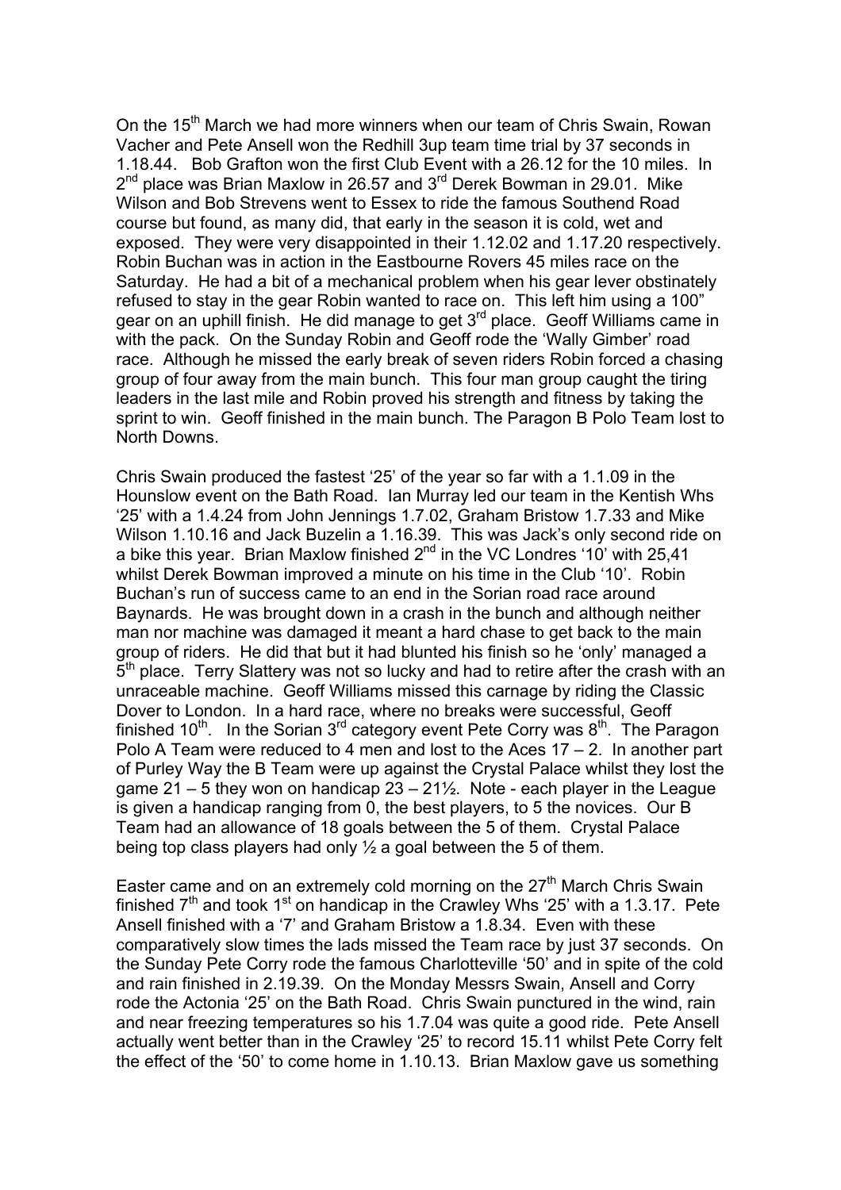On the 15th March we had more winners when our team of Chris Swain, Rowan Vacher and Pete Ansell won the Redhill 3up team time trial by 37 seconds in 1.18.44. Bob Grafton won the first Club Event with a 26.12 for the 10 miles. In 2nd place was Brian Maxlow in 26.57 and 3rd Derek Bowman in 29.01. Mike Wilson and Bob Strevens went to Essex to ride the famous Southend Road course but found, as many did, that early in the season it is cold, wet and exposed. They were very disappointed in their 1.12.02 and 1.17.20 respectively. Robin Buchan was in action in the Eastbourne Rovers 45 miles race on the Saturday. He had a bit of a mechanical problem when his gear lever obstinately refused to stay in the gear Robin wanted to race on. This left him using a 100" gear on an uphill finish. He did manage to get 3rd place. Geoff Williams came in with the pack. On the Sunday Robin and Geoff rode the 'Wally Gimber' road race. Although he missed the early break of seven riders Robin forced a chasing group of four away from the main bunch. This four man group caught the tiring leaders in the last mile and Robin proved his strength and fitness by taking the sprint to win. Geoff finished in the main bunch. The Paragon B Polo Team lost to North Downs.

Chris Swain produced the fastest '25' of the year so far with a 1.1.09 in the Hounslow event on the Bath Road. Ian Murray led our team in the Kentish Whs '25' with a 1.4.24 from John Jennings 1.7.02, Graham Bristow 1.7.33 and Mike Wilson 1.10.16 and Jack Buzelin a 1.16.39. This was Jack's only second ride on a bike this year. Brian Maxlow finished 2nd in the VC Londres '10' with 25,41 whilst Derek Bowman improved a minute on his time in the Club '10'. Robin Buchan's run of success came to an end in the Sorian road race around Baynards. He was brought down in a crash in the bunch and although neither man nor machine was damaged it meant a hard chase to get back to the main group of riders. He did that but it had blunted his finish so he 'only' managed a 5th place. Terry Slattery was not so lucky and had to retire after the crash with an unraceable machine. Geoff Williams missed this carnage by riding the Classic Dover to London. In a hard race, where no breaks were successful, Geoff finished 10th. In the Sorian 3rd category event Pete Corry was 8th. The Paragon Polo A Team were reduced to 4 men and lost to the Aces 17 – 2. In another part of Purley Way the B Team were up against the Crystal Palace whilst they lost the game 21 – 5 they won on handicap 23 – 21½. Note - each player in the League is given a handicap ranging from 0, the best players, to 5 the novices. Our B Team had an allowance of 18 goals between the 5 of them. Crystal Palace being top class players had only ½ a goal between the 5 of them.

Easter came and on an extremely cold morning on the 27th March Chris Swain finished 7th and took 1st on handicap in the Crawley Whs '25' with a 1.3.17. Pete Ansell finished with a '7' and Graham Bristow a 1.8.34. Even with these comparatively slow times the lads missed the Team race by just 37 seconds. On the Sunday Pete Corry rode the famous Charlotteville '50' and in spite of the cold and rain finished in 2.19.39. On the Monday Messrs Swain, Ansell and Corry rode the Actonia '25' on the Bath Road. Chris Swain punctured in the wind, rain and near freezing temperatures so his 1.7.04 was quite a good ride. Pete Ansell actually went better than in the Crawley '25' to record 15.11 whilst Pete Corry felt the effect of the '50' to come home in 1.10.13. Brian Maxlow gave us something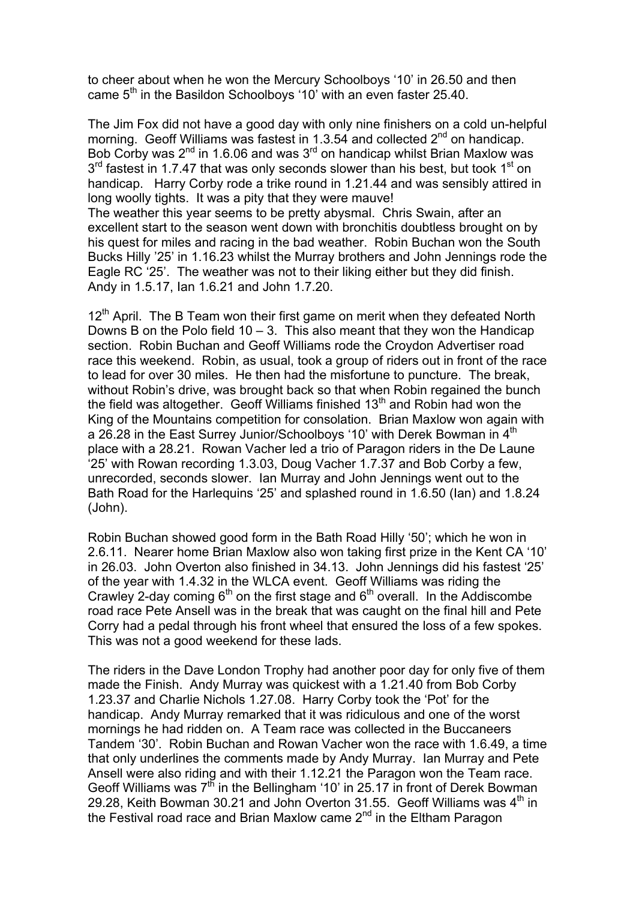to cheer about when he won the Mercury Schoolboys '10' in 26.50 and then came 5th in the Basildon Schoolboys '10' with an even faster 25.40.

The Jim Fox did not have a good day with only nine finishers on a cold un-helpful morning. Geoff Williams was fastest in 1.3.54 and collected 2nd on handicap. Bob Corby was 2nd in 1.6.06 and was 3rd on handicap whilst Brian Maxlow was 3rd fastest in 1.7.47 that was only seconds slower than his best, but took 1st on handicap. Harry Corby rode a trike round in 1.21.44 and was sensibly attired in long woolly tights. It was a pity that they were mauve!
The weather this year seems to be pretty abysmal. Chris Swain, after an excellent start to the season went down with bronchitis doubtless brought on by his quest for miles and racing in the bad weather. Robin Buchan won the South Bucks Hilly '25' in 1.16.23 whilst the Murray brothers and John Jennings rode the Eagle RC '25'. The weather was not to their liking either but they did finish. Andy in 1.5.17, Ian 1.6.21 and John 1.7.20.

12th April. The B Team won their first game on merit when they defeated North Downs B on the Polo field 10 – 3. This also meant that they won the Handicap section. Robin Buchan and Geoff Williams rode the Croydon Advertiser road race this weekend. Robin, as usual, took a group of riders out in front of the race to lead for over 30 miles. He then had the misfortune to puncture. The break, without Robin's drive, was brought back so that when Robin regained the bunch the field was altogether. Geoff Williams finished 13th and Robin had won the King of the Mountains competition for consolation. Brian Maxlow won again with a 26.28 in the East Surrey Junior/Schoolboys '10' with Derek Bowman in 4th place with a 28.21. Rowan Vacher led a trio of Paragon riders in the De Laune '25' with Rowan recording 1.3.03, Doug Vacher 1.7.37 and Bob Corby a few, unrecorded, seconds slower. Ian Murray and John Jennings went out to the Bath Road for the Harlequins '25' and splashed round in 1.6.50 (Ian) and 1.8.24 (John).

Robin Buchan showed good form in the Bath Road Hilly '50'; which he won in 2.6.11. Nearer home Brian Maxlow also won taking first prize in the Kent CA '10' in 26.03. John Overton also finished in 34.13. John Jennings did his fastest '25' of the year with 1.4.32 in the WLCA event. Geoff Williams was riding the Crawley 2-day coming 6th on the first stage and 6th overall. In the Addiscombe road race Pete Ansell was in the break that was caught on the final hill and Pete Corry had a pedal through his front wheel that ensured the loss of a few spokes. This was not a good weekend for these lads.

The riders in the Dave London Trophy had another poor day for only five of them made the Finish. Andy Murray was quickest with a 1.21.40 from Bob Corby 1.23.37 and Charlie Nichols 1.27.08. Harry Corby took the 'Pot' for the handicap. Andy Murray remarked that it was ridiculous and one of the worst mornings he had ridden on. A Team race was collected in the Buccaneers Tandem '30'. Robin Buchan and Rowan Vacher won the race with 1.6.49, a time that only underlines the comments made by Andy Murray. Ian Murray and Pete Ansell were also riding and with their 1.12.21 the Paragon won the Team race. Geoff Williams was 7th in the Bellingham '10' in 25.17 in front of Derek Bowman 29.28, Keith Bowman 30.21 and John Overton 31.55. Geoff Williams was 4th in the Festival road race and Brian Maxlow came 2nd in the Eltham Paragon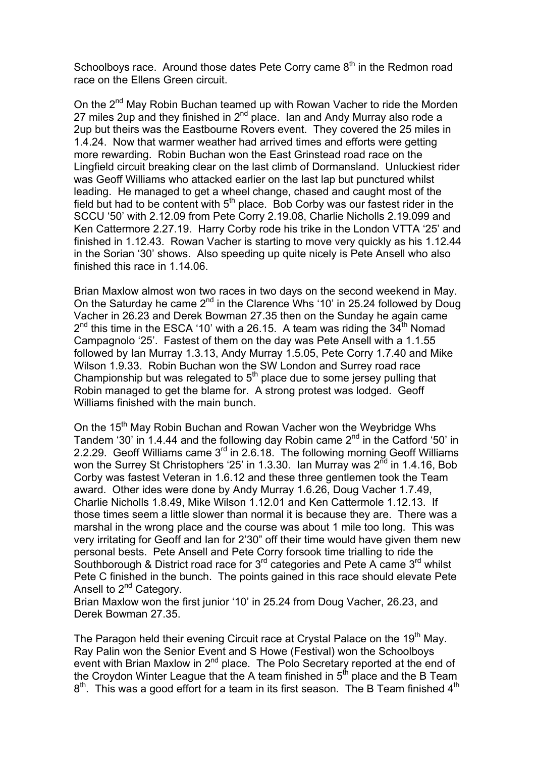Schoolboys race. Around those dates Pete Corry came 8th in the Redmon road race on the Ellens Green circuit.

On the 2nd May Robin Buchan teamed up with Rowan Vacher to ride the Morden 27 miles 2up and they finished in 2nd place. Ian and Andy Murray also rode a 2up but theirs was the Eastbourne Rovers event. They covered the 25 miles in 1.4.24. Now that warmer weather had arrived times and efforts were getting more rewarding. Robin Buchan won the East Grinstead road race on the Lingfield circuit breaking clear on the last climb of Dormansland. Unluckiest rider was Geoff Williams who attacked earlier on the last lap but punctured whilst leading. He managed to get a wheel change, chased and caught most of the field but had to be content with 5th place. Bob Corby was our fastest rider in the SCCU '50' with 2.12.09 from Pete Corry 2.19.08, Charlie Nicholls 2.19.099 and Ken Cattermore 2.27.19. Harry Corby rode his trike in the London VTTA '25' and finished in 1.12.43. Rowan Vacher is starting to move very quickly as his 1.12.44 in the Sorian '30' shows. Also speeding up quite nicely is Pete Ansell who also finished this race in 1.14.06.

Brian Maxlow almost won two races in two days on the second weekend in May. On the Saturday he came 2nd in the Clarence Whs '10' in 25.24 followed by Doug Vacher in 26.23 and Derek Bowman 27.35 then on the Sunday he again came 2nd this time in the ESCA '10' with a 26.15. A team was riding the 34th Nomad Campagnolo '25'. Fastest of them on the day was Pete Ansell with a 1.1.55 followed by Ian Murray 1.3.13, Andy Murray 1.5.05, Pete Corry 1.7.40 and Mike Wilson 1.9.33. Robin Buchan won the SW London and Surrey road race Championship but was relegated to 5th place due to some jersey pulling that Robin managed to get the blame for. A strong protest was lodged. Geoff Williams finished with the main bunch.

On the 15th May Robin Buchan and Rowan Vacher won the Weybridge Whs Tandem '30' in 1.4.44 and the following day Robin came 2nd in the Catford '50' in 2.2.29. Geoff Williams came 3rd in 2.6.18. The following morning Geoff Williams won the Surrey St Christophers '25' in 1.3.30. Ian Murray was 2nd in 1.4.16, Bob Corby was fastest Veteran in 1.6.12 and these three gentlemen took the Team award. Other ides were done by Andy Murray 1.6.26, Doug Vacher 1.7.49, Charlie Nicholls 1.8.49, Mike Wilson 1.12.01 and Ken Cattermole 1.12.13. If those times seem a little slower than normal it is because they are. There was a marshal in the wrong place and the course was about 1 mile too long. This was very irritating for Geoff and Ian for 2'30" off their time would have given them new personal bests. Pete Ansell and Pete Corry forsook time trialling to ride the Southborough & District road race for 3rd categories and Pete A came 3rd whilst Pete C finished in the bunch. The points gained in this race should elevate Pete Ansell to 2nd Category.
Brian Maxlow won the first junior '10' in 25.24 from Doug Vacher, 26.23, and Derek Bowman 27.35.

The Paragon held their evening Circuit race at Crystal Palace on the 19th May. Ray Palin won the Senior Event and S Howe (Festival) won the Schoolboys event with Brian Maxlow in 2nd place. The Polo Secretary reported at the end of the Croydon Winter League that the A team finished in 5th place and the B Team 8th. This was a good effort for a team in its first season. The B Team finished 4th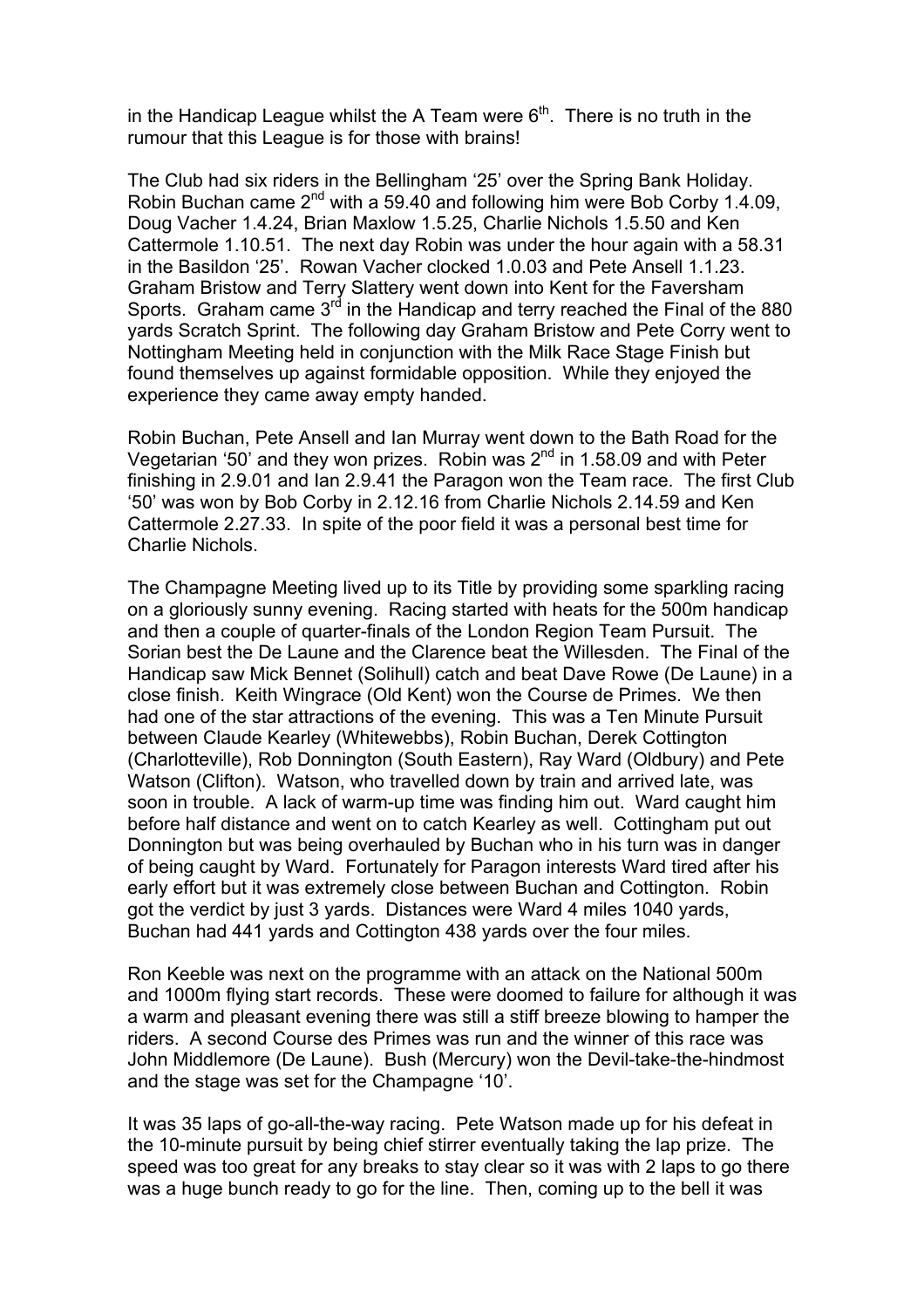in the Handicap League whilst the A Team were 6th. There is no truth in the rumour that this League is for those with brains!

The Club had six riders in the Bellingham '25' over the Spring Bank Holiday. Robin Buchan came 2nd with a 59.40 and following him were Bob Corby 1.4.09, Doug Vacher 1.4.24, Brian Maxlow 1.5.25, Charlie Nichols 1.5.50 and Ken Cattermole 1.10.51. The next day Robin was under the hour again with a 58.31 in the Basildon '25'. Rowan Vacher clocked 1.0.03 and Pete Ansell 1.1.23. Graham Bristow and Terry Slattery went down into Kent for the Faversham Sports. Graham came 3rd in the Handicap and terry reached the Final of the 880 yards Scratch Sprint. The following day Graham Bristow and Pete Corry went to Nottingham Meeting held in conjunction with the Milk Race Stage Finish but found themselves up against formidable opposition. While they enjoyed the experience they came away empty handed.

Robin Buchan, Pete Ansell and Ian Murray went down to the Bath Road for the Vegetarian '50' and they won prizes. Robin was 2nd in 1.58.09 and with Peter finishing in 2.9.01 and Ian 2.9.41 the Paragon won the Team race. The first Club '50' was won by Bob Corby in 2.12.16 from Charlie Nichols 2.14.59 and Ken Cattermole 2.27.33. In spite of the poor field it was a personal best time for Charlie Nichols.

The Champagne Meeting lived up to its Title by providing some sparkling racing on a gloriously sunny evening. Racing started with heats for the 500m handicap and then a couple of quarter-finals of the London Region Team Pursuit. The Sorian best the De Laune and the Clarence beat the Willesden. The Final of the Handicap saw Mick Bennet (Solihull) catch and beat Dave Rowe (De Laune) in a close finish. Keith Wingrace (Old Kent) won the Course de Primes. We then had one of the star attractions of the evening. This was a Ten Minute Pursuit between Claude Kearley (Whitewebbs), Robin Buchan, Derek Cottington (Charlotteville), Rob Donnington (South Eastern), Ray Ward (Oldbury) and Pete Watson (Clifton). Watson, who travelled down by train and arrived late, was soon in trouble. A lack of warm-up time was finding him out. Ward caught him before half distance and went on to catch Kearley as well. Cottingham put out Donnington but was being overhauled by Buchan who in his turn was in danger of being caught by Ward. Fortunately for Paragon interests Ward tired after his early effort but it was extremely close between Buchan and Cottington. Robin got the verdict by just 3 yards. Distances were Ward 4 miles 1040 yards, Buchan had 441 yards and Cottington 438 yards over the four miles.

Ron Keeble was next on the programme with an attack on the National 500m and 1000m flying start records. These were doomed to failure for although it was a warm and pleasant evening there was still a stiff breeze blowing to hamper the riders. A second Course des Primes was run and the winner of this race was John Middlemore (De Laune). Bush (Mercury) won the Devil-take-the-hindmost and the stage was set for the Champagne '10'.

It was 35 laps of go-all-the-way racing. Pete Watson made up for his defeat in the 10-minute pursuit by being chief stirrer eventually taking the lap prize. The speed was too great for any breaks to stay clear so it was with 2 laps to go there was a huge bunch ready to go for the line. Then, coming up to the bell it was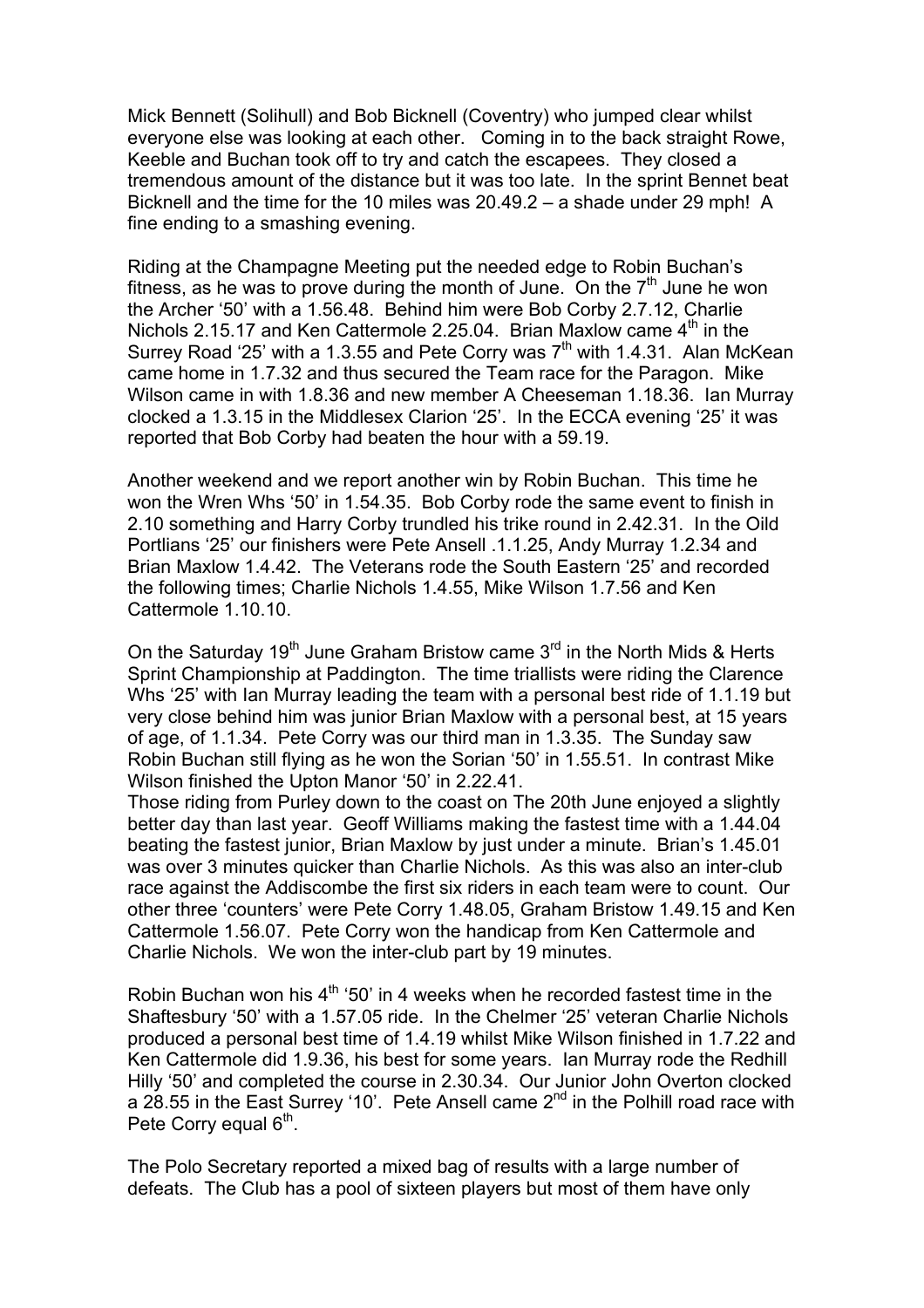Mick Bennett (Solihull) and Bob Bicknell (Coventry) who jumped clear whilst everyone else was looking at each other. Coming in to the back straight Rowe, Keeble and Buchan took off to try and catch the escapees. They closed a tremendous amount of the distance but it was too late. In the sprint Bennet beat Bicknell and the time for the 10 miles was 20.49.2 – a shade under 29 mph! A fine ending to a smashing evening.

Riding at the Champagne Meeting put the needed edge to Robin Buchan's fitness, as he was to prove during the month of June. On the 7th June he won the Archer '50' with a 1.56.48. Behind him were Bob Corby 2.7.12, Charlie Nichols 2.15.17 and Ken Cattermole 2.25.04. Brian Maxlow came 4th in the Surrey Road '25' with a 1.3.55 and Pete Corry was 7th with 1.4.31. Alan McKean came home in 1.7.32 and thus secured the Team race for the Paragon. Mike Wilson came in with 1.8.36 and new member A Cheeseman 1.18.36. Ian Murray clocked a 1.3.15 in the Middlesex Clarion '25'. In the ECCA evening '25' it was reported that Bob Corby had beaten the hour with a 59.19.

Another weekend and we report another win by Robin Buchan. This time he won the Wren Whs '50' in 1.54.35. Bob Corby rode the same event to finish in 2.10 something and Harry Corby trundled his trike round in 2.42.31. In the Oild Portlians '25' our finishers were Pete Ansell .1.1.25, Andy Murray 1.2.34 and Brian Maxlow 1.4.42. The Veterans rode the South Eastern '25' and recorded the following times; Charlie Nichols 1.4.55, Mike Wilson 1.7.56 and Ken Cattermole 1.10.10.

On the Saturday 19th June Graham Bristow came 3rd in the North Mids & Herts Sprint Championship at Paddington. The time triallists were riding the Clarence Whs '25' with Ian Murray leading the team with a personal best ride of 1.1.19 but very close behind him was junior Brian Maxlow with a personal best, at 15 years of age, of 1.1.34. Pete Corry was our third man in 1.3.35. The Sunday saw Robin Buchan still flying as he won the Sorian '50' in 1.55.51. In contrast Mike Wilson finished the Upton Manor '50' in 2.22.41.
Those riding from Purley down to the coast on The 20th June enjoyed a slightly better day than last year. Geoff Williams making the fastest time with a 1.44.04 beating the fastest junior, Brian Maxlow by just under a minute. Brian's 1.45.01 was over 3 minutes quicker than Charlie Nichols. As this was also an inter-club race against the Addiscombe the first six riders in each team were to count. Our other three 'counters' were Pete Corry 1.48.05, Graham Bristow 1.49.15 and Ken Cattermole 1.56.07. Pete Corry won the handicap from Ken Cattermole and Charlie Nichols. We won the inter-club part by 19 minutes.

Robin Buchan won his 4th '50' in 4 weeks when he recorded fastest time in the Shaftesbury '50' with a 1.57.05 ride. In the Chelmer '25' veteran Charlie Nichols produced a personal best time of 1.4.19 whilst Mike Wilson finished in 1.7.22 and Ken Cattermole did 1.9.36, his best for some years. Ian Murray rode the Redhill Hilly '50' and completed the course in 2.30.34. Our Junior John Overton clocked a 28.55 in the East Surrey '10'. Pete Ansell came 2nd in the Polhill road race with Pete Corry equal 6th.

The Polo Secretary reported a mixed bag of results with a large number of defeats. The Club has a pool of sixteen players but most of them have only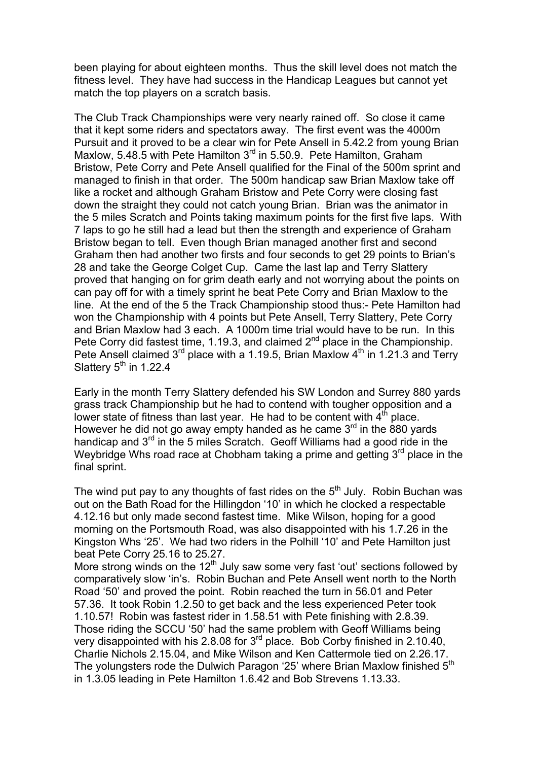been playing for about eighteen months. Thus the skill level does not match the fitness level. They have had success in the Handicap Leagues but cannot yet match the top players on a scratch basis.

The Club Track Championships were very nearly rained off. So close it came that it kept some riders and spectators away. The first event was the 4000m Pursuit and it proved to be a clear win for Pete Ansell in 5.42.2 from young Brian Maxlow, 5.48.5 with Pete Hamilton 3rd in 5.50.9. Pete Hamilton, Graham Bristow, Pete Corry and Pete Ansell qualified for the Final of the 500m sprint and managed to finish in that order. The 500m handicap saw Brian Maxlow take off like a rocket and although Graham Bristow and Pete Corry were closing fast down the straight they could not catch young Brian. Brian was the animator in the 5 miles Scratch and Points taking maximum points for the first five laps. With 7 laps to go he still had a lead but then the strength and experience of Graham Bristow began to tell. Even though Brian managed another first and second Graham then had another two firsts and four seconds to get 29 points to Brian's 28 and take the George Colget Cup. Came the last lap and Terry Slattery proved that hanging on for grim death early and not worrying about the points on can pay off for with a timely sprint he beat Pete Corry and Brian Maxlow to the line. At the end of the 5 the Track Championship stood thus:- Pete Hamilton had won the Championship with 4 points but Pete Ansell, Terry Slattery, Pete Corry and Brian Maxlow had 3 each. A 1000m time trial would have to be run. In this Pete Corry did fastest time, 1.19.3, and claimed 2nd place in the Championship. Pete Ansell claimed 3rd place with a 1.19.5, Brian Maxlow 4th in 1.21.3 and Terry Slattery 5th in 1.22.4

Early in the month Terry Slattery defended his SW London and Surrey 880 yards grass track Championship but he had to contend with tougher opposition and a lower state of fitness than last year. He had to be content with 4th place. However he did not go away empty handed as he came 3rd in the 880 yards handicap and 3rd in the 5 miles Scratch. Geoff Williams had a good ride in the Weybridge Whs road race at Chobham taking a prime and getting 3rd place in the final sprint.

The wind put pay to any thoughts of fast rides on the 5th July. Robin Buchan was out on the Bath Road for the Hillingdon '10' in which he clocked a respectable 4.12.16 but only made second fastest time. Mike Wilson, hoping for a good morning on the Portsmouth Road, was also disappointed with his 1.7.26 in the Kingston Whs '25'. We had two riders in the Polhill '10' and Pete Hamilton just beat Pete Corry 25.16 to 25.27.

More strong winds on the 12th July saw some very fast 'out' sections followed by comparatively slow 'in's. Robin Buchan and Pete Ansell went north to the North Road '50' and proved the point. Robin reached the turn in 56.01 and Peter 57.36. It took Robin 1.2.50 to get back and the less experienced Peter took 1.10.57! Robin was fastest rider in 1.58.51 with Pete finishing with 2.8.39. Those riding the SCCU '50' had the same problem with Geoff Williams being very disappointed with his 2.8.08 for 3rd place. Bob Corby finished in 2.10.40, Charlie Nichols 2.15.04, and Mike Wilson and Ken Cattermole tied on 2.26.17. The yolungsters rode the Dulwich Paragon '25' where Brian Maxlow finished 5th in 1.3.05 leading in Pete Hamilton 1.6.42 and Bob Strevens 1.13.33.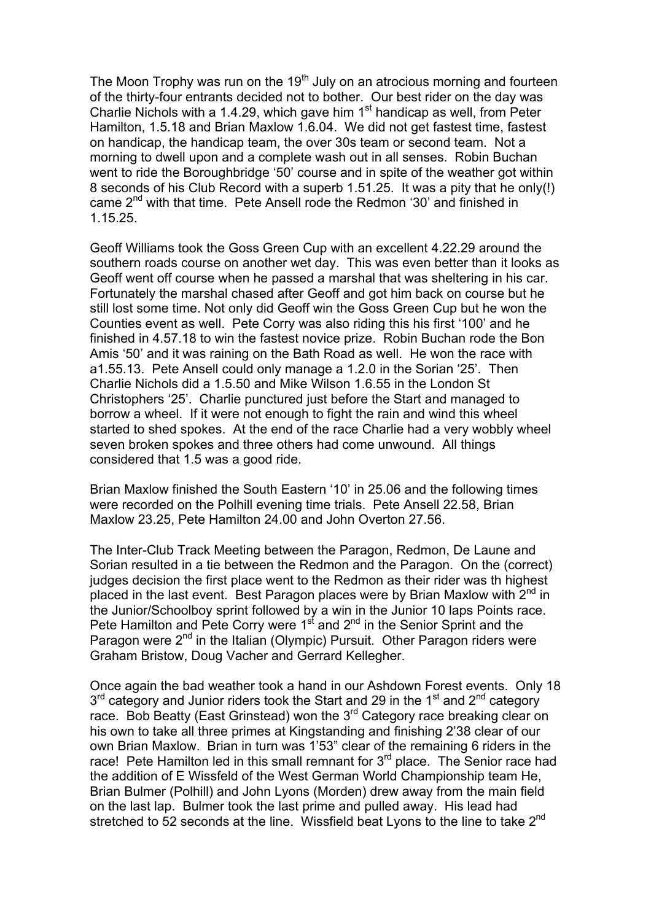The Moon Trophy was run on the 19th July on an atrocious morning and fourteen of the thirty-four entrants decided not to bother. Our best rider on the day was Charlie Nichols with a 1.4.29, which gave him 1st handicap as well, from Peter Hamilton, 1.5.18 and Brian Maxlow 1.6.04. We did not get fastest time, fastest on handicap, the handicap team, the over 30s team or second team. Not a morning to dwell upon and a complete wash out in all senses. Robin Buchan went to ride the Boroughbridge '50' course and in spite of the weather got within 8 seconds of his Club Record with a superb 1.51.25. It was a pity that he only(!) came 2nd with that time. Pete Ansell rode the Redmon '30' and finished in 1.15.25.

Geoff Williams took the Goss Green Cup with an excellent 4.22.29 around the southern roads course on another wet day. This was even better than it looks as Geoff went off course when he passed a marshal that was sheltering in his car. Fortunately the marshal chased after Geoff and got him back on course but he still lost some time. Not only did Geoff win the Goss Green Cup but he won the Counties event as well. Pete Corry was also riding this his first '100' and he finished in 4.57.18 to win the fastest novice prize. Robin Buchan rode the Bon Amis '50' and it was raining on the Bath Road as well. He won the race with a1.55.13. Pete Ansell could only manage a 1.2.0 in the Sorian '25'. Then Charlie Nichols did a 1.5.50 and Mike Wilson 1.6.55 in the London St Christophers '25'. Charlie punctured just before the Start and managed to borrow a wheel. If it were not enough to fight the rain and wind this wheel started to shed spokes. At the end of the race Charlie had a very wobbly wheel seven broken spokes and three others had come unwound. All things considered that 1.5 was a good ride.

Brian Maxlow finished the South Eastern '10' in 25.06 and the following times were recorded on the Polhill evening time trials. Pete Ansell 22.58, Brian Maxlow 23.25, Pete Hamilton 24.00 and John Overton 27.56.

The Inter-Club Track Meeting between the Paragon, Redmon, De Laune and Sorian resulted in a tie between the Redmon and the Paragon. On the (correct) judges decision the first place went to the Redmon as their rider was th highest placed in the last event. Best Paragon places were by Brian Maxlow with 2nd in the Junior/Schoolboy sprint followed by a win in the Junior 10 laps Points race. Pete Hamilton and Pete Corry were 1st and 2nd in the Senior Sprint and the Paragon were 2nd in the Italian (Olympic) Pursuit. Other Paragon riders were Graham Bristow, Doug Vacher and Gerrard Kellegher.

Once again the bad weather took a hand in our Ashdown Forest events. Only 18 3rd category and Junior riders took the Start and 29 in the 1st and 2nd category race. Bob Beatty (East Grinstead) won the 3rd Category race breaking clear on his own to take all three primes at Kingstanding and finishing 2'38 clear of our own Brian Maxlow. Brian in turn was 1'53" clear of the remaining 6 riders in the race! Pete Hamilton led in this small remnant for 3rd place. The Senior race had the addition of E Wissfeld of the West German World Championship team He, Brian Bulmer (Polhill) and John Lyons (Morden) drew away from the main field on the last lap. Bulmer took the last prime and pulled away. His lead had stretched to 52 seconds at the line. Wissfield beat Lyons to the line to take 2nd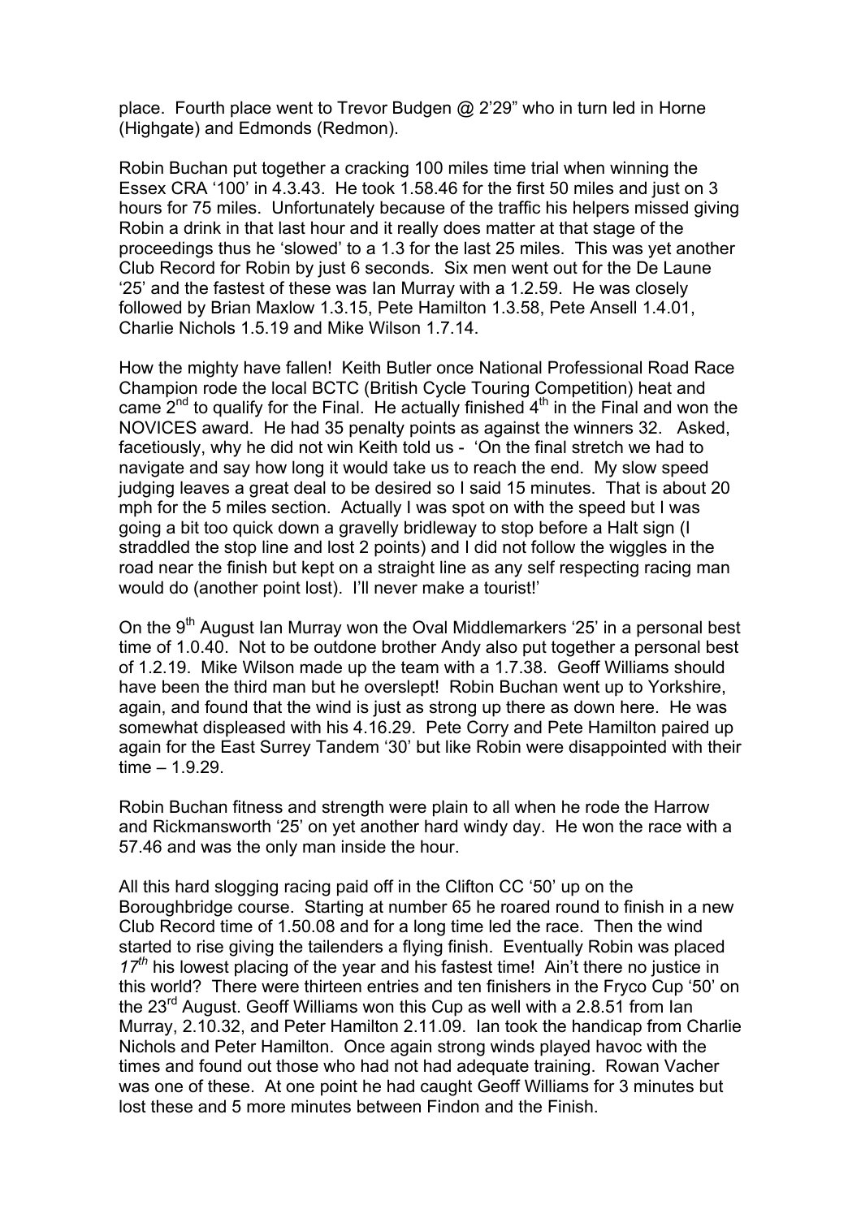place. Fourth place went to Trevor Budgen @ 2'29" who in turn led in Horne (Highgate) and Edmonds (Redmon).

Robin Buchan put together a cracking 100 miles time trial when winning the Essex CRA '100' in 4.3.43. He took 1.58.46 for the first 50 miles and just on 3 hours for 75 miles. Unfortunately because of the traffic his helpers missed giving Robin a drink in that last hour and it really does matter at that stage of the proceedings thus he 'slowed' to a 1.3 for the last 25 miles. This was yet another Club Record for Robin by just 6 seconds. Six men went out for the De Laune '25' and the fastest of these was Ian Murray with a 1.2.59. He was closely followed by Brian Maxlow 1.3.15, Pete Hamilton 1.3.58, Pete Ansell 1.4.01, Charlie Nichols 1.5.19 and Mike Wilson 1.7.14.

How the mighty have fallen! Keith Butler once National Professional Road Race Champion rode the local BCTC (British Cycle Touring Competition) heat and came 2nd to qualify for the Final. He actually finished 4th in the Final and won the NOVICES award. He had 35 penalty points as against the winners 32. Asked, facetiously, why he did not win Keith told us - 'On the final stretch we had to navigate and say how long it would take us to reach the end. My slow speed judging leaves a great deal to be desired so I said 15 minutes. That is about 20 mph for the 5 miles section. Actually I was spot on with the speed but I was going a bit too quick down a gravelly bridleway to stop before a Halt sign (I straddled the stop line and lost 2 points) and I did not follow the wiggles in the road near the finish but kept on a straight line as any self respecting racing man would do (another point lost). I'll never make a tourist!'

On the 9th August Ian Murray won the Oval Middlemarkers '25' in a personal best time of 1.0.40. Not to be outdone brother Andy also put together a personal best of 1.2.19. Mike Wilson made up the team with a 1.7.38. Geoff Williams should have been the third man but he overslept! Robin Buchan went up to Yorkshire, again, and found that the wind is just as strong up there as down here. He was somewhat displeased with his 4.16.29. Pete Corry and Pete Hamilton paired up again for the East Surrey Tandem '30' but like Robin were disappointed with their time – 1.9.29.

Robin Buchan fitness and strength were plain to all when he rode the Harrow and Rickmansworth '25' on yet another hard windy day. He won the race with a 57.46 and was the only man inside the hour.

All this hard slogging racing paid off in the Clifton CC '50' up on the Boroughbridge course. Starting at number 65 he roared round to finish in a new Club Record time of 1.50.08 and for a long time led the race. Then the wind started to rise giving the tailenders a flying finish. Eventually Robin was placed *17th* his lowest placing of the year and his fastest time! Ain't there no justice in this world? There were thirteen entries and ten finishers in the Fryco Cup '50' on the 23rd August. Geoff Williams won this Cup as well with a 2.8.51 from Ian Murray, 2.10.32, and Peter Hamilton 2.11.09. Ian took the handicap from Charlie Nichols and Peter Hamilton. Once again strong winds played havoc with the times and found out those who had not had adequate training. Rowan Vacher was one of these. At one point he had caught Geoff Williams for 3 minutes but lost these and 5 more minutes between Findon and the Finish.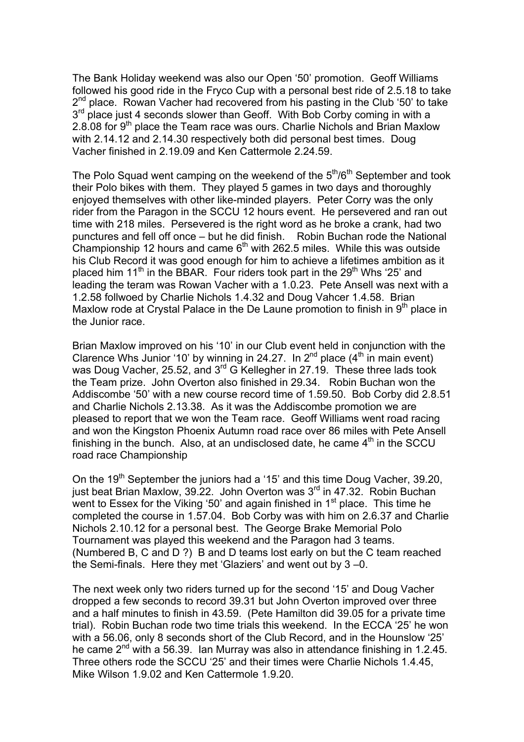The Bank Holiday weekend was also our Open '50' promotion. Geoff Williams followed his good ride in the Fryco Cup with a personal best ride of 2.5.18 to take 2nd place. Rowan Vacher had recovered from his pasting in the Club '50' to take 3rd place just 4 seconds slower than Geoff. With Bob Corby coming in with a 2.8.08 for 9th place the Team race was ours. Charlie Nichols and Brian Maxlow with 2.14.12 and 2.14.30 respectively both did personal best times. Doug Vacher finished in 2.19.09 and Ken Cattermole 2.24.59.

The Polo Squad went camping on the weekend of the 5th/6th September and took their Polo bikes with them. They played 5 games in two days and thoroughly enjoyed themselves with other like-minded players. Peter Corry was the only rider from the Paragon in the SCCU 12 hours event. He persevered and ran out time with 218 miles. Persevered is the right word as he broke a crank, had two punctures and fell off once – but he did finish. Robin Buchan rode the National Championship 12 hours and came 6th with 262.5 miles. While this was outside his Club Record it was good enough for him to achieve a lifetimes ambition as it placed him 11th in the BBAR. Four riders took part in the 29th Whs '25' and leading the teram was Rowan Vacher with a 1.0.23. Pete Ansell was next with a 1.2.58 follwoed by Charlie Nichols 1.4.32 and Doug Vahcer 1.4.58. Brian Maxlow rode at Crystal Palace in the De Laune promotion to finish in 9th place in the Junior race.

Brian Maxlow improved on his '10' in our Club event held in conjunction with the Clarence Whs Junior '10' by winning in 24.27. In 2nd place (4th in main event) was Doug Vacher, 25.52, and 3rd G Kellegher in 27.19. These three lads took the Team prize. John Overton also finished in 29.34. Robin Buchan won the Addiscombe '50' with a new course record time of 1.59.50. Bob Corby did 2.8.51 and Charlie Nichols 2.13.38. As it was the Addiscombe promotion we are pleased to report that we won the Team race. Geoff Williams went road racing and won the Kingston Phoenix Autumn road race over 86 miles with Pete Ansell finishing in the bunch. Also, at an undisclosed date, he came 4th in the SCCU road race Championship

On the 19th September the juniors had a '15' and this time Doug Vacher, 39.20, just beat Brian Maxlow, 39.22. John Overton was 3rd in 47.32. Robin Buchan went to Essex for the Viking '50' and again finished in 1st place. This time he completed the course in 1.57.04. Bob Corby was with him on 2.6.37 and Charlie Nichols 2.10.12 for a personal best. The George Brake Memorial Polo Tournament was played this weekend and the Paragon had 3 teams. (Numbered B, C and D ?) B and D teams lost early on but the C team reached the Semi-finals. Here they met 'Glaziers' and went out by 3 –0.

The next week only two riders turned up for the second '15' and Doug Vacher dropped a few seconds to record 39.31 but John Overton improved over three and a half minutes to finish in 43.59. (Pete Hamilton did 39.05 for a private time trial). Robin Buchan rode two time trials this weekend. In the ECCA '25' he won with a 56.06, only 8 seconds short of the Club Record, and in the Hounslow '25' he came 2nd with a 56.39. Ian Murray was also in attendance finishing in 1.2.45. Three others rode the SCCU '25' and their times were Charlie Nichols 1.4.45, Mike Wilson 1.9.02 and Ken Cattermole 1.9.20.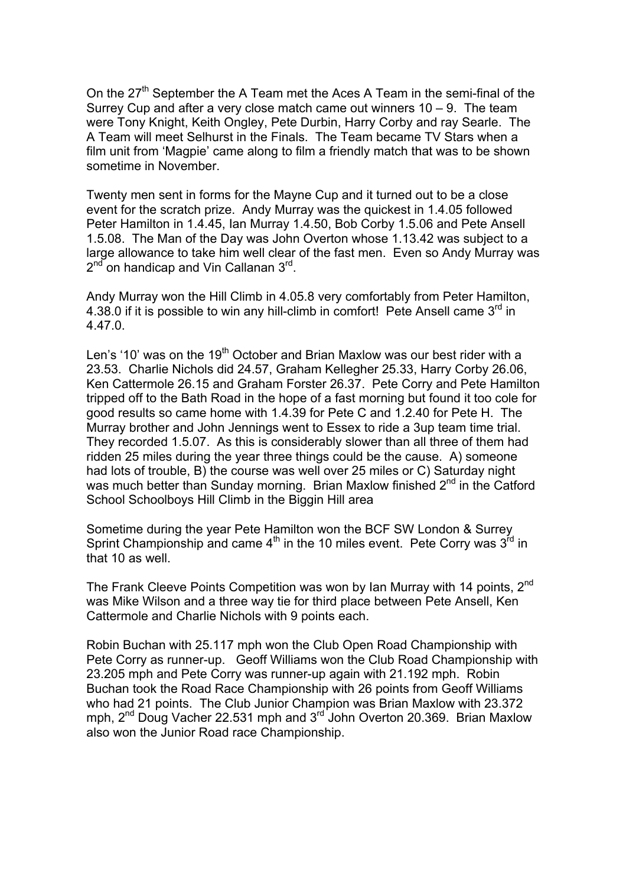On the 27th September the A Team met the Aces A Team in the semi-final of the Surrey Cup and after a very close match came out winners 10 – 9. The team were Tony Knight, Keith Ongley, Pete Durbin, Harry Corby and ray Searle. The A Team will meet Selhurst in the Finals. The Team became TV Stars when a film unit from 'Magpie' came along to film a friendly match that was to be shown sometime in November.

Twenty men sent in forms for the Mayne Cup and it turned out to be a close event for the scratch prize. Andy Murray was the quickest in 1.4.05 followed Peter Hamilton in 1.4.45, Ian Murray 1.4.50, Bob Corby 1.5.06 and Pete Ansell 1.5.08. The Man of the Day was John Overton whose 1.13.42 was subject to a large allowance to take him well clear of the fast men. Even so Andy Murray was 2nd on handicap and Vin Callanan 3rd.

Andy Murray won the Hill Climb in 4.05.8 very comfortably from Peter Hamilton, 4.38.0 if it is possible to win any hill-climb in comfort! Pete Ansell came 3rd in 4.47.0.

Len's '10' was on the 19th October and Brian Maxlow was our best rider with a 23.53. Charlie Nichols did 24.57, Graham Kellegher 25.33, Harry Corby 26.06, Ken Cattermole 26.15 and Graham Forster 26.37. Pete Corry and Pete Hamilton tripped off to the Bath Road in the hope of a fast morning but found it too cole for good results so came home with 1.4.39 for Pete C and 1.2.40 for Pete H. The Murray brother and John Jennings went to Essex to ride a 3up team time trial. They recorded 1.5.07. As this is considerably slower than all three of them had ridden 25 miles during the year three things could be the cause. A) someone had lots of trouble, B) the course was well over 25 miles or C) Saturday night was much better than Sunday morning. Brian Maxlow finished 2nd in the Catford School Schoolboys Hill Climb in the Biggin Hill area

Sometime during the year Pete Hamilton won the BCF SW London & Surrey Sprint Championship and came 4th in the 10 miles event. Pete Corry was 3rd in that 10 as well.

The Frank Cleeve Points Competition was won by Ian Murray with 14 points, 2nd was Mike Wilson and a three way tie for third place between Pete Ansell, Ken Cattermole and Charlie Nichols with 9 points each.

Robin Buchan with 25.117 mph won the Club Open Road Championship with Pete Corry as runner-up. Geoff Williams won the Club Road Championship with 23.205 mph and Pete Corry was runner-up again with 21.192 mph. Robin Buchan took the Road Race Championship with 26 points from Geoff Williams who had 21 points. The Club Junior Champion was Brian Maxlow with 23.372 mph, 2nd Doug Vacher 22.531 mph and 3rd John Overton 20.369. Brian Maxlow also won the Junior Road race Championship.